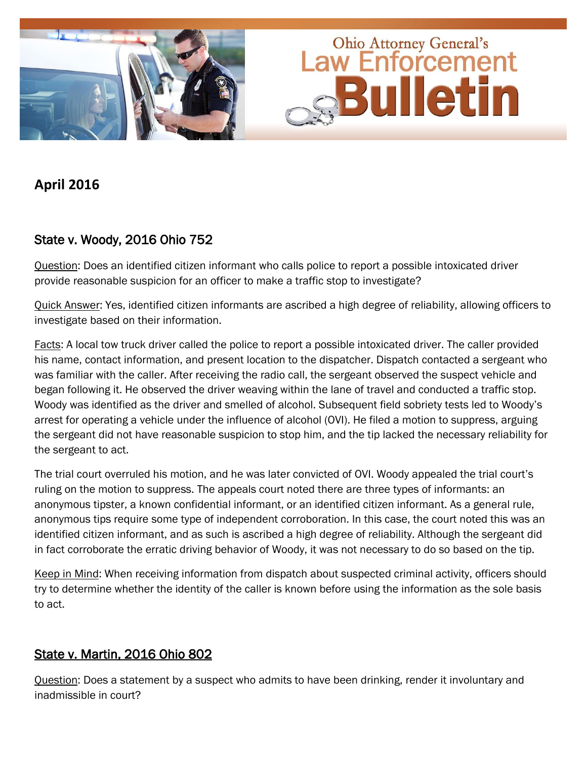# Ohio Attorney General's Law Enforcement Bulletin

## April 2016

### State v. Woody, 2016 Ohio 752

Question: Does an identified citizen informant who calls police to report a possible intoxicated driver provide reasonable suspicion for an officer to make a traffic stop to investigate?

Quick Answer: Yes, identified citizen informants are ascribed a high degree of reliability, allowing officers to investigate based on their information.

Facts: A local tow truck driver called the police to report a possible intoxicated driver. The caller provided his name, contact information, and present location to the dispatcher. Dispatch contacted a sergeant who was familiar with the caller. After receiving the radio call, the sergeant observed the suspect vehicle and began following it. He observed the driver weaving within the lane of travel and conducted a traffic stop. Woody was identified as the driver and smelled of alcohol. Subsequent field sobriety tests led to Woody's arrest for operating a vehicle under the influence of alcohol (OVI). He filed a motion to suppress, arguing the sergeant did not have reasonable suspicion to stop him, and the tip lacked the necessary reliability for the sergeant to act.

The trial court overruled his motion, and he was later convicted of OVI. Woody appealed the trial court's ruling on the motion to suppress. The appeals court noted there are three types of informants: an anonymous tipster, a known confidential informant, or an identified citizen informant. As a general rule, anonymous tips require some type of independent corroboration. In this case, the court noted this was an identified citizen informant, and as such is ascribed a high degree of reliability. Although the sergeant did in fact corroborate the erratic driving behavior of Woody, it was not necessary to do so based on the tip.

Keep in Mind: When receiving information from dispatch about suspected criminal activity, officers should try to determine whether the identity of the caller is known before using the information as the sole basis to act.

### State v. Martin, 2016 Ohio 802

Question: Does a statement by a suspect who admits to have been drinking, render it involuntary and inadmissible in court?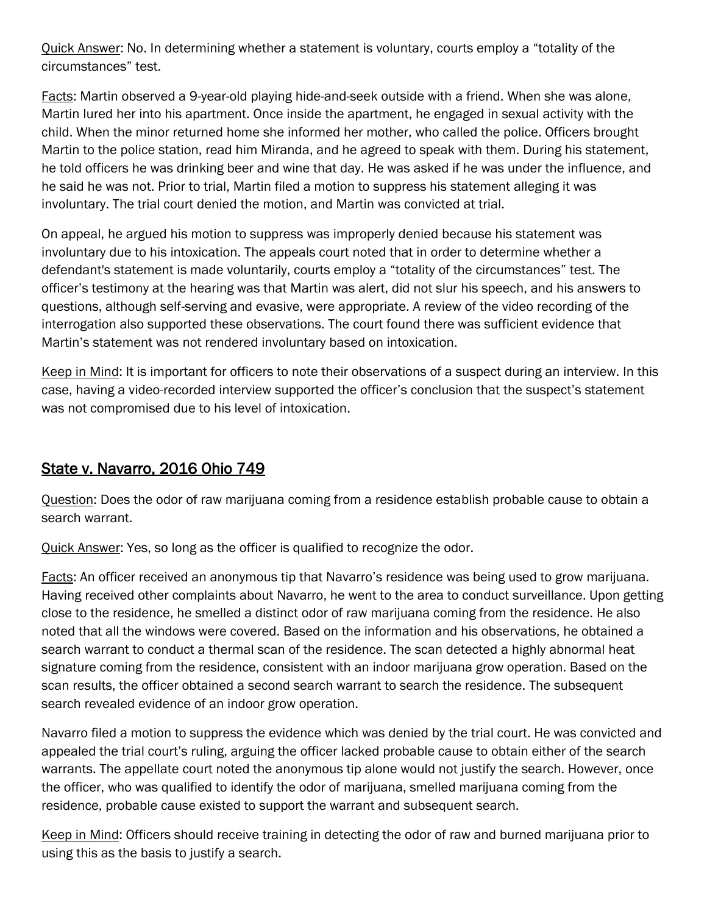Quick Answer: No. In determining whether a statement is voluntary, courts employ a "totality of the circumstances" test.

Facts: Martin observed a 9-year-old playing hide-and-seek outside with a friend. When she was alone, Martin lured her into his apartment. Once inside the apartment, he engaged in sexual activity with the child. When the minor returned home she informed her mother, who called the police. Officers brought Martin to the police station, read him Miranda, and he agreed to speak with them. During his statement, he told officers he was drinking beer and wine that day. He was asked if he was under the influence, and he said he was not. Prior to trial, Martin filed a motion to suppress his statement alleging it was involuntary. The trial court denied the motion, and Martin was convicted at trial.

On appeal, he argued his motion to suppress was improperly denied because his statement was involuntary due to his intoxication. The appeals court noted that in order to determine whether a defendant's statement is made voluntarily, courts employ a "totality of the circumstances" test. The officer's testimony at the hearing was that Martin was alert, did not slur his speech, and his answers to questions, although self-serving and evasive, were appropriate. A review of the video recording of the interrogation also supported these observations. The court found there was sufficient evidence that Martin's statement was not rendered involuntary based on intoxication.

Keep in Mind: It is important for officers to note their observations of a suspect during an interview. In this case, having a video-recorded interview supported the officer's conclusion that the suspect's statement was not compromised due to his level of intoxication.

## State v. Navarro, 2016 Ohio 749

Question: Does the odor of raw marijuana coming from a residence establish probable cause to obtain a search warrant.

Quick Answer: Yes, so long as the officer is qualified to recognize the odor.

Facts: An officer received an anonymous tip that Navarro's residence was being used to grow marijuana. Having received other complaints about Navarro, he went to the area to conduct surveillance. Upon getting close to the residence, he smelled a distinct odor of raw marijuana coming from the residence. He also noted that all the windows were covered. Based on the information and his observations, he obtained a search warrant to conduct a thermal scan of the residence. The scan detected a highly abnormal heat signature coming from the residence, consistent with an indoor marijuana grow operation. Based on the scan results, the officer obtained a second search warrant to search the residence. The subsequent search revealed evidence of an indoor grow operation.

Navarro filed a motion to suppress the evidence which was denied by the trial court. He was convicted and appealed the trial court's ruling, arguing the officer lacked probable cause to obtain either of the search warrants. The appellate court noted the anonymous tip alone would not justify the search. However, once the officer, who was qualified to identify the odor of marijuana, smelled marijuana coming from the residence, probable cause existed to support the warrant and subsequent search.

Keep in Mind: Officers should receive training in detecting the odor of raw and burned marijuana prior to using this as the basis to justify a search.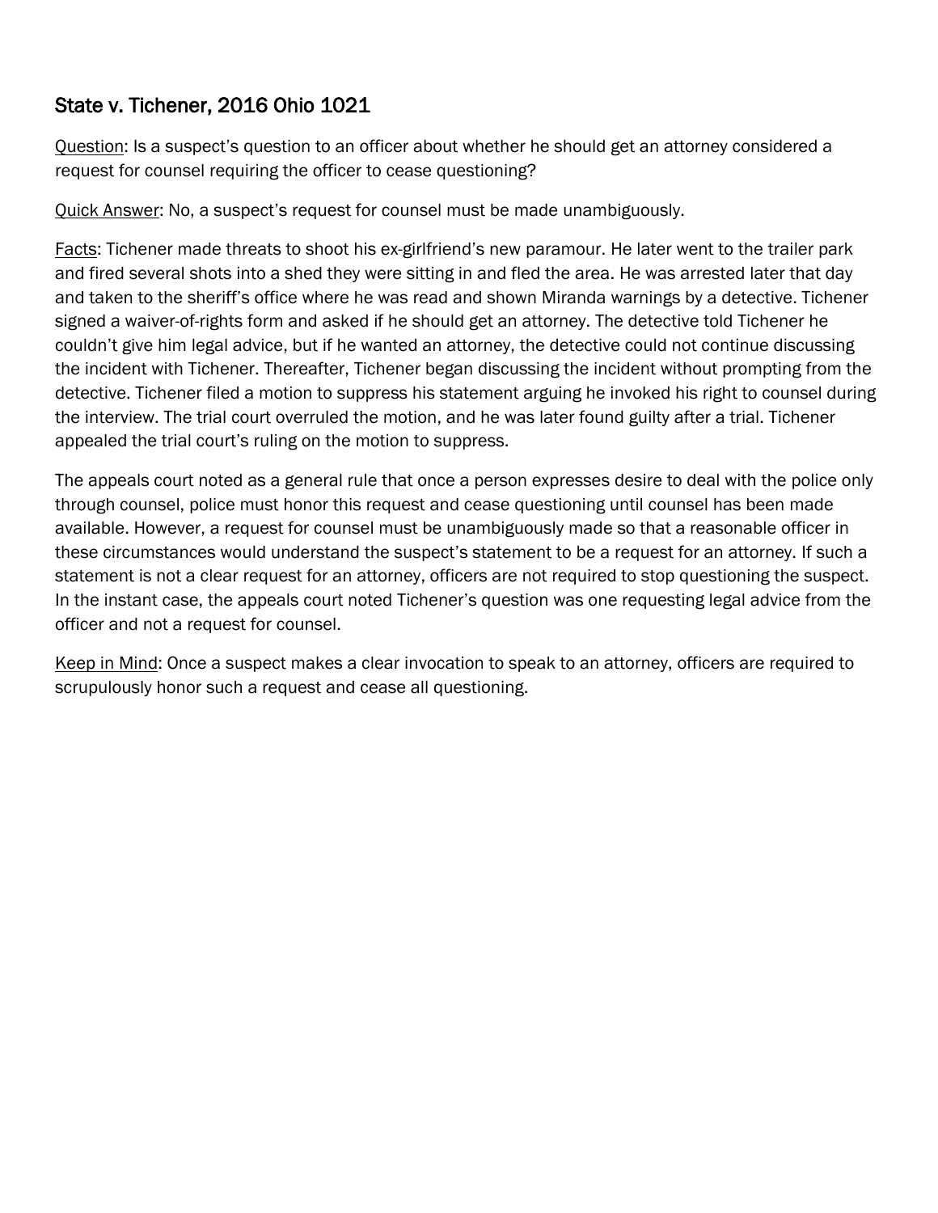## State v. Tichener, 2016 Ohio 1021

Question: Is a suspect's question to an officer about whether he should get an attorney considered a request for counsel requiring the officer to cease questioning?

Quick Answer: No, a suspect's request for counsel must be made unambiguously.

Facts: Tichener made threats to shoot his ex-girlfriend's new paramour. He later went to the trailer park and fired several shots into a shed they were sitting in and fled the area. He was arrested later that day and taken to the sheriff's office where he was read and shown Miranda warnings by a detective. Tichener signed a waiver-of-rights form and asked if he should get an attorney. The detective told Tichener he couldn't give him legal advice, but if he wanted an attorney, the detective could not continue discussing the incident with Tichener. Thereafter, Tichener began discussing the incident without prompting from the detective. Tichener filed a motion to suppress his statement arguing he invoked his right to counsel during the interview. The trial court overruled the motion, and he was later found guilty after a trial. Tichener appealed the trial court's ruling on the motion to suppress.

The appeals court noted as a general rule that once a person expresses desire to deal with the police only through counsel, police must honor this request and cease questioning until counsel has been made available. However, a request for counsel must be unambiguously made so that a reasonable officer in these circumstances would understand the suspect's statement to be a request for an attorney. If such a statement is not a clear request for an attorney, officers are not required to stop questioning the suspect. In the instant case, the appeals court noted Tichener's question was one requesting legal advice from the officer and not a request for counsel.

Keep in Mind: Once a suspect makes a clear invocation to speak to an attorney, officers are required to scrupulously honor such a request and cease all questioning.